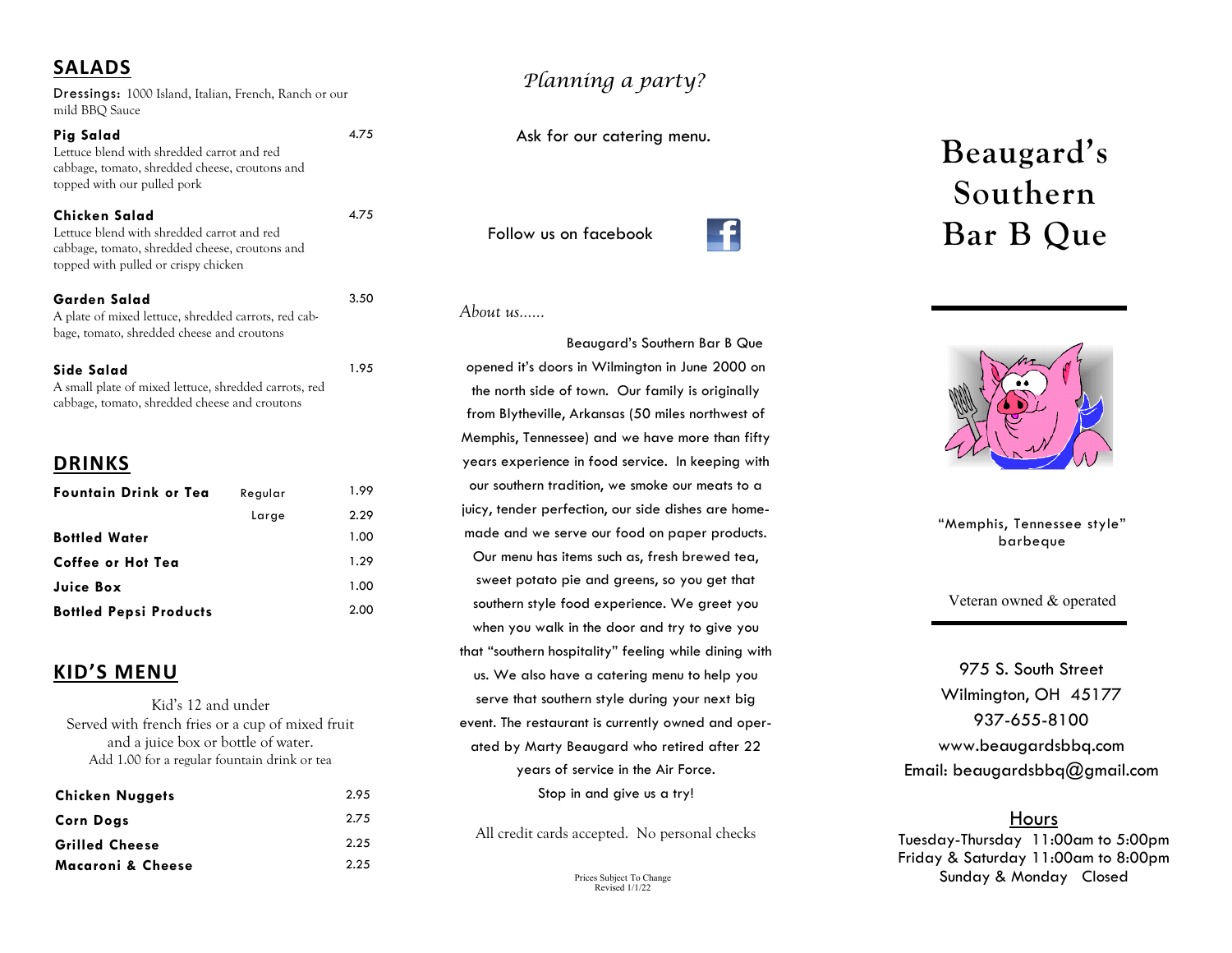## SALADS

Dressings: 1000 Island, Italian, French, Ranch or our mild BBQ Sauce

**Pig Salad** — 4.75
Lettuce blend with shredded carrot and red cabbage, tomato, shredded cheese, croutons and topped with our pulled pork

**Chicken Salad** — 4.75
Lettuce blend with shredded carrot and red cabbage, tomato, shredded cheese, croutons and topped with pulled or crispy chicken

**Garden Salad** — 3.50
A plate of mixed lettuce, shredded carrots, red cabbage, tomato, shredded cheese and croutons

**Side Salad** — 1.95
A small plate of mixed lettuce, shredded carrots, red cabbage, tomato, shredded cheese and croutons

## DRINKS

| Item | Size | Price |
|---|---|---|
| **Fountain Drink or Tea** | Regular | 1.99 |
| | Large | 2.29 |
| **Bottled Water** | | 1.00 |
| **Coffee or Hot Tea** | | 1.29 |
| **Juice Box** | | 1.00 |
| **Bottled Pepsi Products** | | 2.00 |

## KID'S MENU

Kid's 12 and under
Served with french fries or a cup of mixed fruit and a juice box or bottle of water.
Add 1.00 for a regular fountain drink or tea

| Item | Price |
|---|---|
| **Chicken Nuggets** | 2.95 |
| **Corn Dogs** | 2.75 |
| **Grilled Cheese** | 2.25 |
| **Macaroni & Cheese** | 2.25 |

*Planning a party?*

Ask for our catering menu.

Follow us on facebook

*About us……*

Beaugard's Southern Bar B Que opened it's doors in Wilmington in June 2000 on the north side of town. Our family is originally from Blytheville, Arkansas (50 miles northwest of Memphis, Tennessee) and we have more than fifty years experience in food service. In keeping with our southern tradition, we smoke our meats to a juicy, tender perfection, our side dishes are homemade and we serve our food on paper products. Our menu has items such as, fresh brewed tea, sweet potato pie and greens, so you get that southern style food experience. We greet you when you walk in the door and try to give you that "southern hospitality" feeling while dining with us. We also have a catering menu to help you serve that southern style during your next big event. The restaurant is currently owned and operated by Marty Beaugard who retired after 22 years of service in the Air Force.
Stop in and give us a try!

All credit cards accepted. No personal checks

Prices Subject To Change
Revised 1/1/22

# Beaugard's Southern Bar B Que

"Memphis, Tennessee style" barbeque

Veteran owned & operated

975 S. South Street
Wilmington, OH 45177
937-655-8100
www.beaugardsbbq.com
Email: beaugardsbbq@gmail.com

**Hours**
Tuesday-Thursday 11:00am to 5:00pm
Friday & Saturday 11:00am to 8:00pm
Sunday & Monday Closed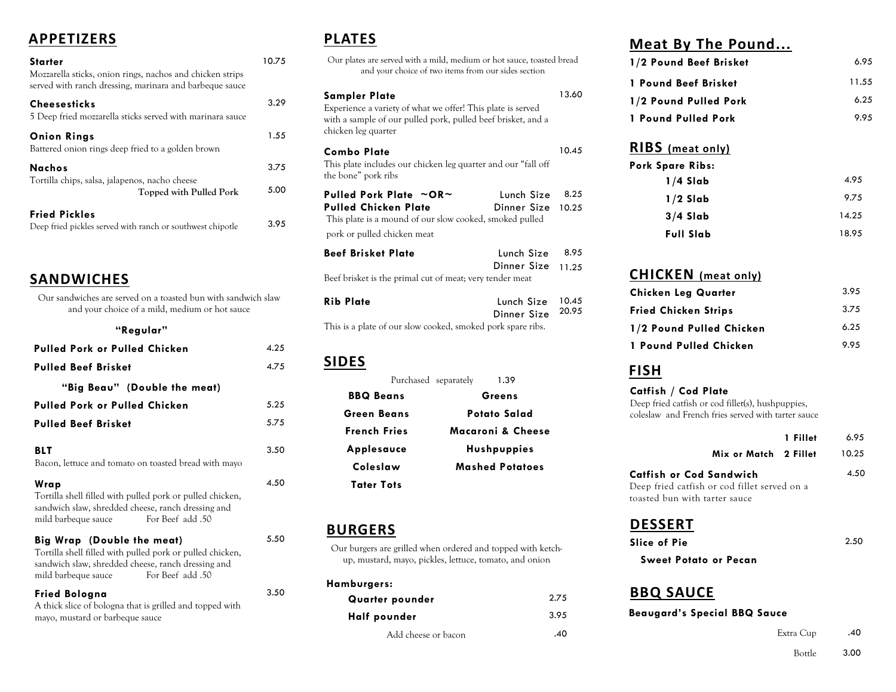## APPETIZERS

**Starter** 10.75
Mozzarella sticks, onion rings, nachos and chicken strips served with ranch dressing, marinara and barbeque sauce

**Cheesesticks** 3.29
5 Deep fried mozzarella sticks served with marinara sauce

**Onion Rings** 1.55
Battered onion rings deep fried to a golden brown

**Nachos** 3.75
Tortilla chips, salsa, jalapenos, nacho cheese
Topped with Pulled Pork 5.00

**Fried Pickles** 3.95
Deep fried pickles served with ranch or southwest chipotle

## SANDWICHES

Our sandwiches are served on a toasted bun with sandwich slaw and your choice of a mild, medium or hot sauce

**"Regular"**

| | |
|---|---|
| **Pulled Pork or Pulled Chicken** | 4.25 |
| **Pulled Beef Brisket** | 4.75 |

**"Big Beau" (Double the meat)**

| | |
|---|---|
| **Pulled Pork or Pulled Chicken** | 5.25 |
| **Pulled Beef Brisket** | 5.75 |

**BLT** 3.50
Bacon, lettuce and tomato on toasted bread with mayo

**Wrap** 4.50
Tortilla shell filled with pulled pork or pulled chicken, sandwich slaw, shredded cheese, ranch dressing and mild barbeque sauce — For Beef add .50

**Big Wrap (Double the meat)** 5.50
Tortilla shell filled with pulled pork or pulled chicken, sandwich slaw, shredded cheese, ranch dressing and mild barbeque sauce — For Beef add .50

**Fried Bologna** 3.50
A thick slice of bologna that is grilled and topped with mayo, mustard or barbeque sauce

## PLATES

Our plates are served with a mild, medium or hot sauce, toasted bread and your choice of two items from our sides section

**Sampler Plate** 13.60
Experience a variety of what we offer! This plate is served with a sample of our pulled pork, pulled beef brisket, and a chicken leg quarter

**Combo Plate** 10.45
This plate includes our chicken leg quarter and our "fall off the bone" pork ribs

**Pulled Pork Plate ~OR~ Pulled Chicken Plate** — Lunch Size 8.25 / Dinner Size 10.25
This plate is a mound of our slow cooked, smoked pulled pork or pulled chicken meat

**Beef Brisket Plate** — Lunch Size 8.95 / Dinner Size 11.25
Beef brisket is the primal cut of meat; very tender meat

**Rib Plate** — Lunch Size 10.45 / Dinner Size 20.95
This is a plate of our slow cooked, smoked pork spare ribs.

## SIDES

Purchased separately 1.39

| | |
|---|---|
| **BBQ Beans** | **Greens** |
| **Green Beans** | **Potato Salad** |
| **French Fries** | **Macaroni & Cheese** |
| **Applesauce** | **Hushpuppies** |
| **Coleslaw** | **Mashed Potatoes** |
| **Tater Tots** | |

## BURGERS

Our burgers are grilled when ordered and topped with ketchup, mustard, mayo, pickles, lettuce, tomato, and onion

**Hamburgers:**

| | |
|---|---|
| **Quarter pounder** | 2.75 |
| **Half pounder** | 3.95 |
| Add cheese or bacon | .40 |

## Meat By The Pound...

| | |
|---|---|
| **1/2 Pound Beef Brisket** | 6.95 |
| **1 Pound Beef Brisket** | 11.55 |
| **1/2 Pound Pulled Pork** | 6.25 |
| **1 Pound Pulled Pork** | 9.95 |

## RIBS (meat only)

**Pork Spare Ribs:**

| | |
|---|---|
| **1/4 Slab** | 4.95 |
| **1/2 Slab** | 9.75 |
| **3/4 Slab** | 14.25 |
| **Full Slab** | 18.95 |

## CHICKEN (meat only)

| | |
|---|---|
| **Chicken Leg Quarter** | 3.95 |
| **Fried Chicken Strips** | 3.75 |
| **1/2 Pound Pulled Chicken** | 6.25 |
| **1 Pound Pulled Chicken** | 9.95 |

## FISH

**Catfish / Cod Plate**
Deep fried catfish or cod fillet(s), hushpuppies, coleslaw and French fries served with tarter sauce

| | |
|---|---|
| **1 Fillet** | 6.95 |
| **Mix or Match 2 Fillet** | 10.25 |

**Catfish or Cod Sandwich** 4.50
Deep fried catfish or cod fillet served on a toasted bun with tarter sauce

## DESSERT

**Slice of Pie** 2.50
**Sweet Potato or Pecan**

## BBQ SAUCE

**Beaugard's Special BBQ Sauce**

| | |
|---|---|
| Extra Cup | .40 |
| Bottle | 3.00 |